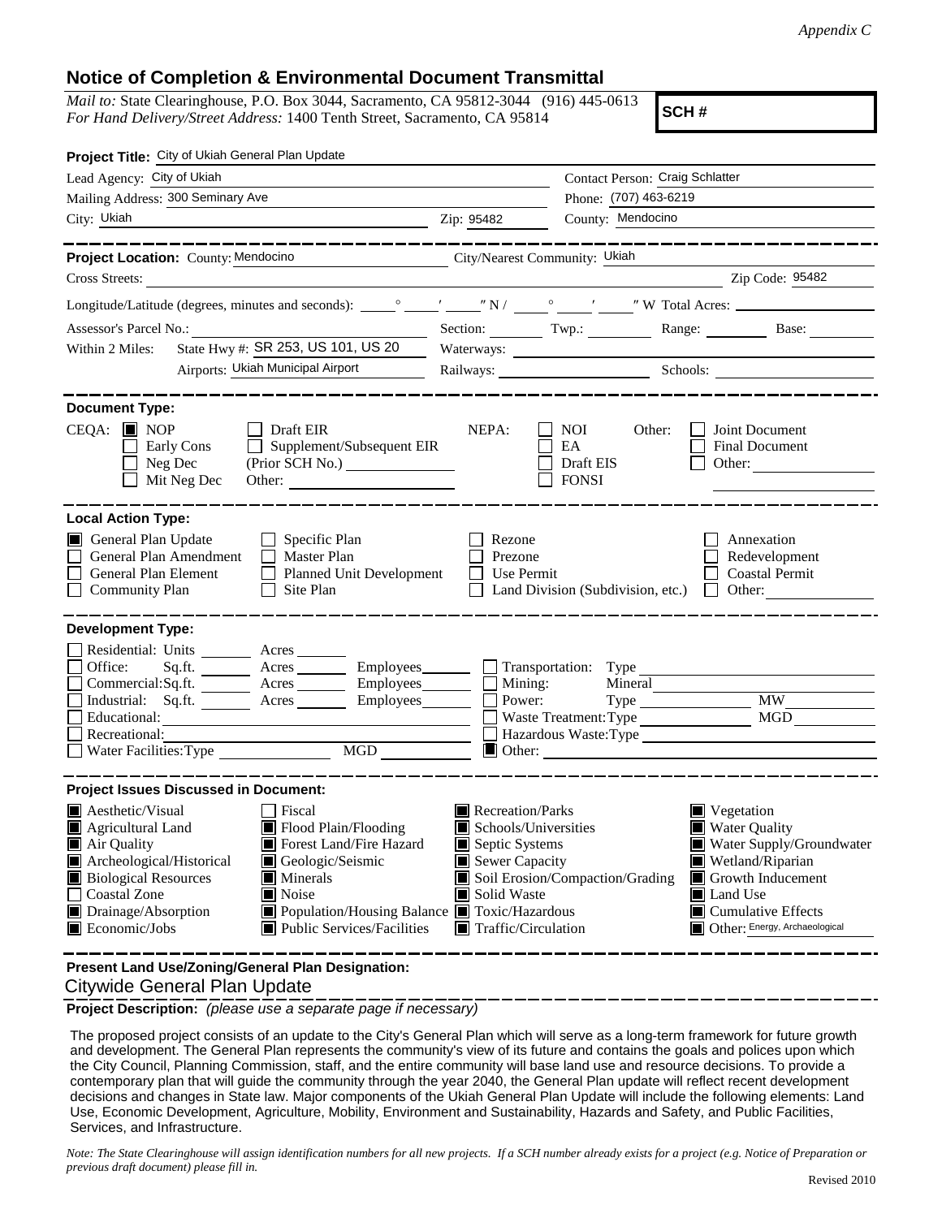*Appendix C*

## Notice of Completion & Environmental Document Transmittal

*Mail to:* State Clearinghouse, P.O. Box 3044, Sacramento, CA 95812-3044 (916) 445-0613
*For Hand Delivery/Street Address:* 1400 Tenth Street, Sacramento, CA 95814

**SCH #**

**Project Title:** City of Ukiah General Plan Update

Lead Agency: City of Ukiah
Contact Person: Craig Schlatter
Mailing Address: 300 Seminary Ave
Phone: (707) 463-6219
City: Ukiah
Zip: 95482
County: Mendocino

---

**Project Location:** County: Mendocino
City/Nearest Community: Ukiah
Cross Streets:
Zip Code: 95482

Longitude/Latitude (degrees, minutes and seconds): ____° ____′ ____″ N / ____° ____′ ____″ W Total Acres:

Assessor's Parcel No.:
Section: Twp.: Range: Base:

Within 2 Miles: State Hwy #: SR 253, US 101, US 20
Waterways:
Airports: Ukiah Municipal Airport
Railways: Schools:

---

**Document Type:**

CEQA: ■ NOP ☐ Draft EIR ☐ Early Cons ☐ Supplement/Subsequent EIR ☐ Neg Dec (Prior SCH No.) ☐ Mit Neg Dec Other:

NEPA: ☐ NOI ☐ EA ☐ Draft EIS ☐ FONSI

Other: ☐ Joint Document ☐ Final Document ☐ Other:

---

**Local Action Type:**

■ General Plan Update
☐ General Plan Amendment
☐ General Plan Element
☐ Community Plan
☐ Specific Plan
☐ Master Plan
☐ Planned Unit Development
☐ Site Plan
☐ Rezone
☐ Prezone
☐ Use Permit
☐ Land Division (Subdivision, etc.)
☐ Annexation
☐ Redevelopment
☐ Coastal Permit
☐ Other:

---

**Development Type:**

☐ Residential: Units ____ Acres ____
☐ Office: Sq.ft. ____ Acres ____ Employees ____
☐ Commercial: Sq.ft. ____ Acres ____ Employees ____
☐ Industrial: Sq.ft. ____ Acres ____ Employees ____
☐ Educational:
☐ Recreational:
☐ Water Facilities: Type ____ MGD ____
☐ Transportation: Type
☐ Mining: Mineral
☐ Power: Type ____ MW
☐ Waste Treatment: Type ____ MGD
☐ Hazardous Waste: Type
■ Other:

---

**Project Issues Discussed in Document:**

■ Aesthetic/Visual
■ Agricultural Land
■ Air Quality
■ Archeological/Historical
■ Biological Resources
☐ Coastal Zone
■ Drainage/Absorption
■ Economic/Jobs
☐ Fiscal
■ Flood Plain/Flooding
■ Forest Land/Fire Hazard
■ Geologic/Seismic
■ Minerals
■ Noise
■ Population/Housing Balance
■ Public Services/Facilities
■ Recreation/Parks
■ Schools/Universities
■ Septic Systems
■ Sewer Capacity
■ Soil Erosion/Compaction/Grading
■ Solid Waste
■ Toxic/Hazardous
■ Traffic/Circulation
■ Vegetation
■ Water Quality
■ Water Supply/Groundwater
■ Wetland/Riparian
■ Growth Inducement
■ Land Use
■ Cumulative Effects
■ Other: Energy, Archaeological

---

**Present Land Use/Zoning/General Plan Designation:**

Citywide General Plan Update

**Project Description:** *(please use a separate page if necessary)*

The proposed project consists of an update to the City's General Plan which will serve as a long-term framework for future growth and development. The General Plan represents the community's view of its future and contains the goals and polices upon which the City Council, Planning Commission, staff, and the entire community will base land use and resource decisions. To provide a contemporary plan that will guide the community through the year 2040, the General Plan update will reflect recent development decisions and changes in State law. Major components of the Ukiah General Plan Update will include the following elements: Land Use, Economic Development, Agriculture, Mobility, Environment and Sustainability, Hazards and Safety, and Public Facilities, Services, and Infrastructure.

*Note: The State Clearinghouse will assign identification numbers for all new projects. If a SCH number already exists for a project (e.g. Notice of Preparation or previous draft document) please fill in.*

Revised 2010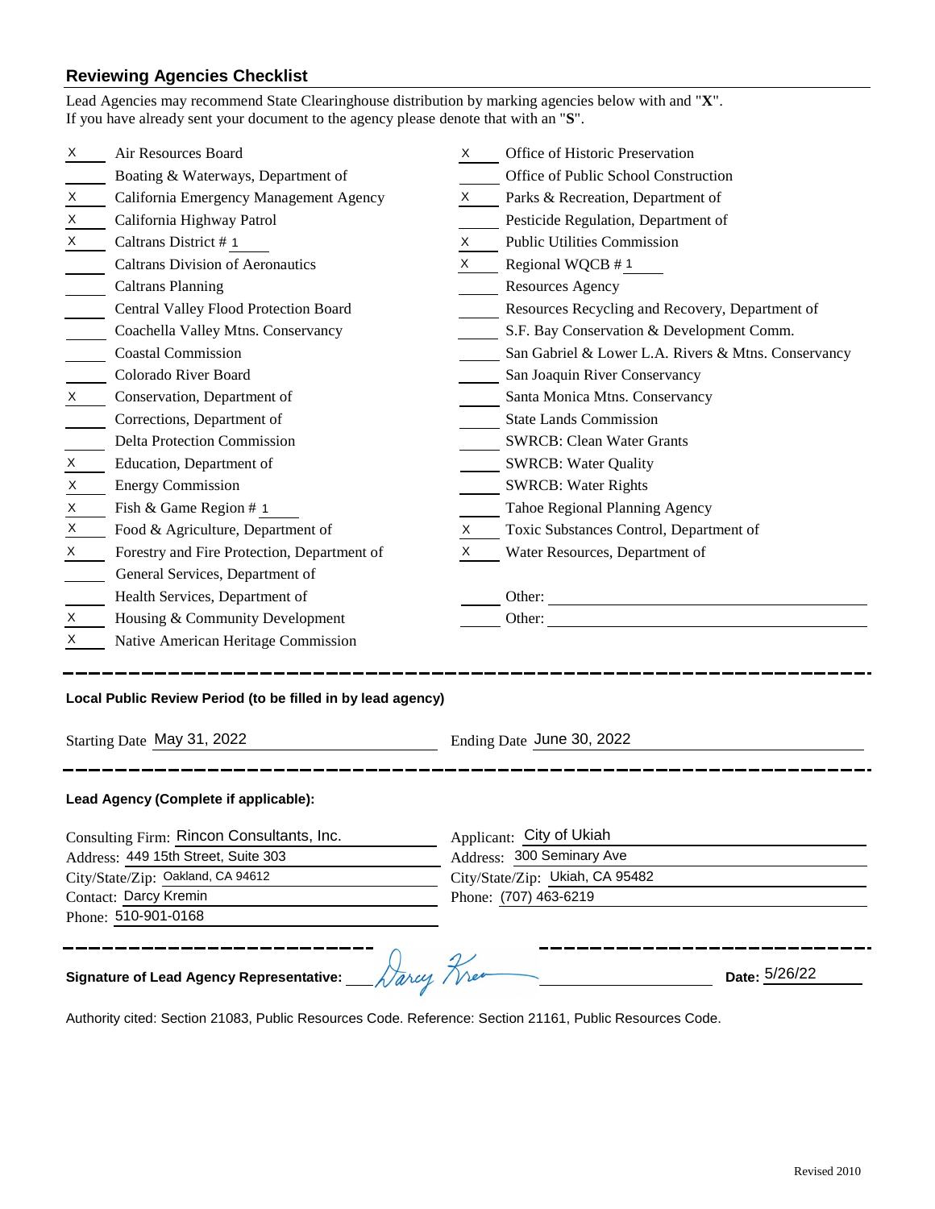## Reviewing Agencies Checklist

Lead Agencies may recommend State Clearinghouse distribution by marking agencies below with and "**X**". If you have already sent your document to the agency please denote that with an "**S**".

X Air Resources Board
___ Boating & Waterways, Department of
X California Emergency Management Agency
X California Highway Patrol
X Caltrans District # 1
___ Caltrans Division of Aeronautics
___ Caltrans Planning
___ Central Valley Flood Protection Board
___ Coachella Valley Mtns. Conservancy
___ Coastal Commission
___ Colorado River Board
X Conservation, Department of
___ Corrections, Department of
___ Delta Protection Commission
X Education, Department of
X Energy Commission
X Fish & Game Region # 1
X Food & Agriculture, Department of
X Forestry and Fire Protection, Department of
___ General Services, Department of
___ Health Services, Department of
X Housing & Community Development
X Native American Heritage Commission
X Office of Historic Preservation
___ Office of Public School Construction
X Parks & Recreation, Department of
___ Pesticide Regulation, Department of
X Public Utilities Commission
X Regional WQCB # 1
___ Resources Agency
___ Resources Recycling and Recovery, Department of
___ S.F. Bay Conservation & Development Comm.
___ San Gabriel & Lower L.A. Rivers & Mtns. Conservancy
___ San Joaquin River Conservancy
___ Santa Monica Mtns. Conservancy
___ State Lands Commission
___ SWRCB: Clean Water Grants
___ SWRCB: Water Quality
___ SWRCB: Water Rights
___ Tahoe Regional Planning Agency
X Toxic Substances Control, Department of
X Water Resources, Department of

___ Other: ___
___ Other: ___

---

**Local Public Review Period (to be filled in by lead agency)**

Starting Date May 31, 2022 Ending Date June 30, 2022

---

**Lead Agency (Complete if applicable):**

Consulting Firm: Rincon Consultants, Inc.
Address: 449 15th Street, Suite 303
City/State/Zip: Oakland, CA 94612
Contact: Darcy Kremin
Phone: 510-901-0168

Applicant: City of Ukiah
Address: 300 Seminary Ave
City/State/Zip: Ukiah, CA 95482
Phone: (707) 463-6219

---

**Signature of Lead Agency Representative:** Darcy Kremin **Date:** 5/26/22

Authority cited: Section 21083, Public Resources Code. Reference: Section 21161, Public Resources Code.

Revised 2010